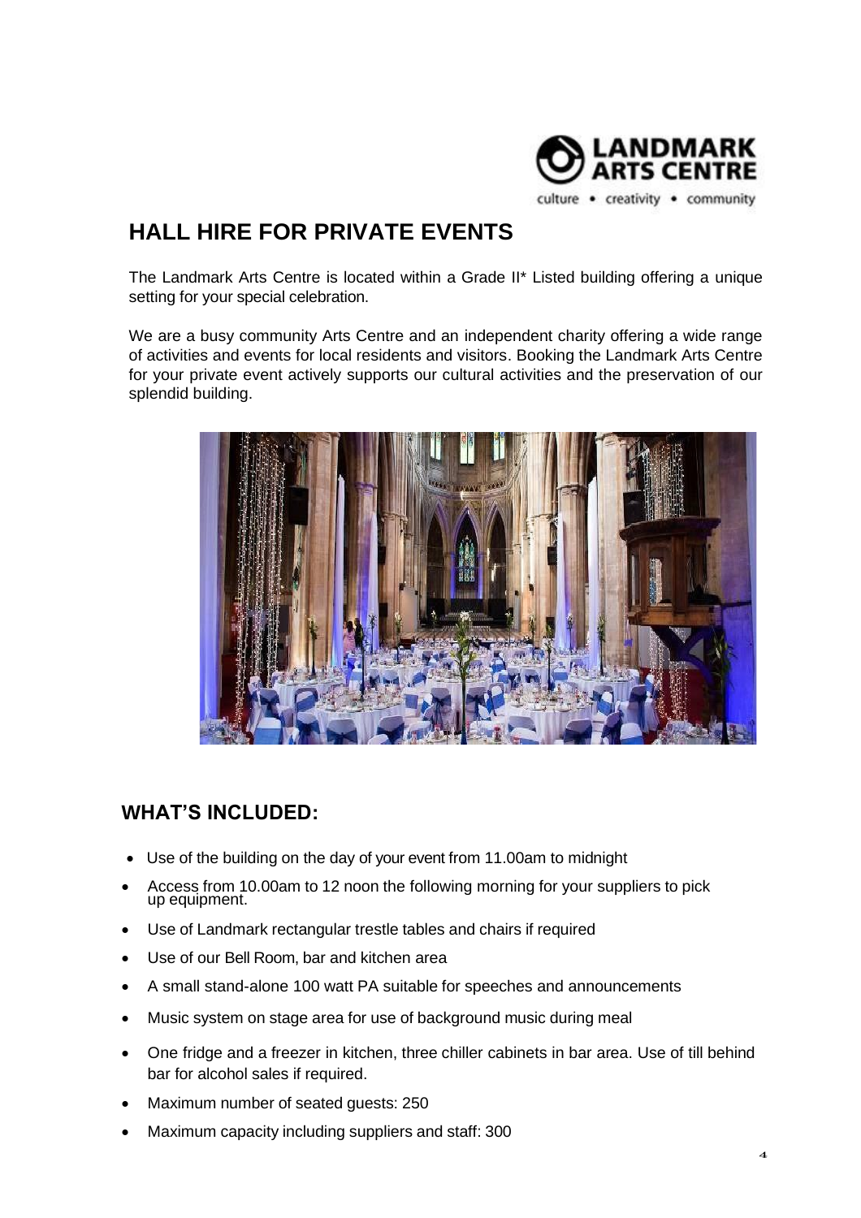# HALL HIRE FOR PRIVATE EVENTS

The Landmark Arts Centre is located within a Grade II* Listed building offering a unique setting for your special celebration.

We are a busy community Arts Centre and an independent charity offering a wide range of activities and events for local residents and visitors. Booking the Landmark Arts Centre for your private event actively supports our cultural activities and the preservation of our splendid building.

## WHAT'S INCLUDED:

- Use of the building on the day of your event from 11.00am to midnight
- Access from 10.00am to 12 noon the following morning for your suppliers to pick up equipment.
- Use of Landmark rectangular trestle tables and chairs if required
- Use of our Bell Room, bar and kitchen area
- A small stand-alone 100 watt PA suitable for speeches and announcements
- Music system on stage area for use of background music during meal
- One fridge and a freezer in kitchen, three chiller cabinets in bar area. Use of till behind bar for alcohol sales if required.
- Maximum number of seated guests: 250
- Maximum capacity including suppliers and staff: 300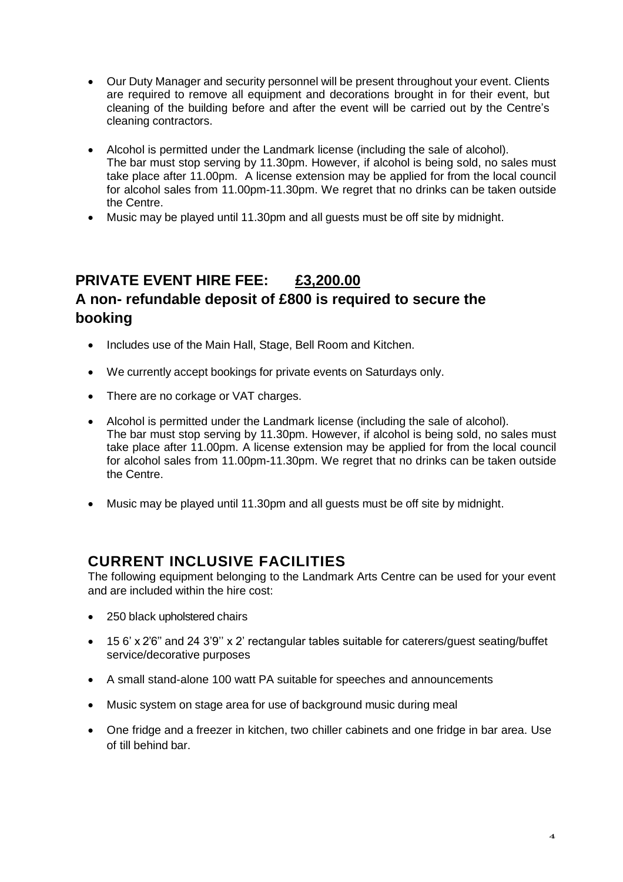- Our Duty Manager and security personnel will be present throughout your event. Clients are required to remove all equipment and decorations brought in for their event, but cleaning of the building before and after the event will be carried out by the Centre's cleaning contractors.
- Alcohol is permitted under the Landmark license (including the sale of alcohol). The bar must stop serving by 11.30pm. However, if alcohol is being sold, no sales must take place after 11.00pm. A license extension may be applied for from the local council for alcohol sales from 11.00pm-11.30pm. We regret that no drinks can be taken outside the Centre.
- Music may be played until 11.30pm and all guests must be off site by midnight.

## PRIVATE EVENT HIRE FEE: <u>£3,200.00</u>

## A non- refundable deposit of £800 is required to secure the booking

- Includes use of the Main Hall, Stage, Bell Room and Kitchen.
- We currently accept bookings for private events on Saturdays only.
- There are no corkage or VAT charges.
- Alcohol is permitted under the Landmark license (including the sale of alcohol). The bar must stop serving by 11.30pm. However, if alcohol is being sold, no sales must take place after 11.00pm. A license extension may be applied for from the local council for alcohol sales from 11.00pm-11.30pm. We regret that no drinks can be taken outside the Centre.
- Music may be played until 11.30pm and all guests must be off site by midnight.

## CURRENT INCLUSIVE FACILITIES

The following equipment belonging to the Landmark Arts Centre can be used for your event and are included within the hire cost:

- 250 black upholstered chairs
- 15 6' x 2'6'' and 24 3'9'' x 2' rectangular tables suitable for caterers/guest seating/buffet service/decorative purposes
- A small stand-alone 100 watt PA suitable for speeches and announcements
- Music system on stage area for use of background music during meal
- One fridge and a freezer in kitchen, two chiller cabinets and one fridge in bar area. Use of till behind bar.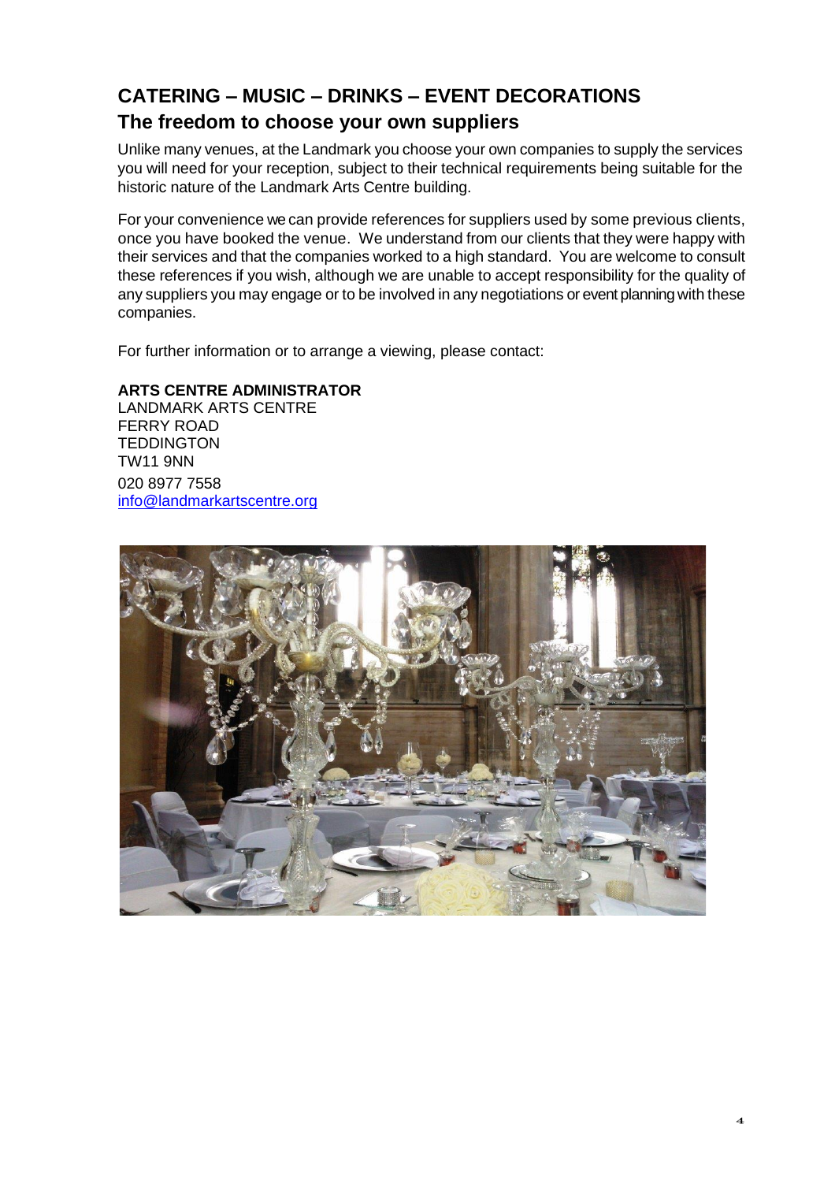## CATERING – MUSIC – DRINKS – EVENT DECORATIONS

### The freedom to choose your own suppliers

Unlike many venues, at the Landmark you choose your own companies to supply the services you will need for your reception, subject to their technical requirements being suitable for the historic nature of the Landmark Arts Centre building.

For your convenience we can provide references for suppliers used by some previous clients, once you have booked the venue. We understand from our clients that they were happy with their services and that the companies worked to a high standard. You are welcome to consult these references if you wish, although we are unable to accept responsibility for the quality of any suppliers you may engage or to be involved in any negotiations or event planning with these companies.

For further information or to arrange a viewing, please contact:

**ARTS CENTRE ADMINISTRATOR**
LANDMARK ARTS CENTRE
FERRY ROAD
TEDDINGTON
TW11 9NN
020 8977 7558
info@landmarkartscentre.org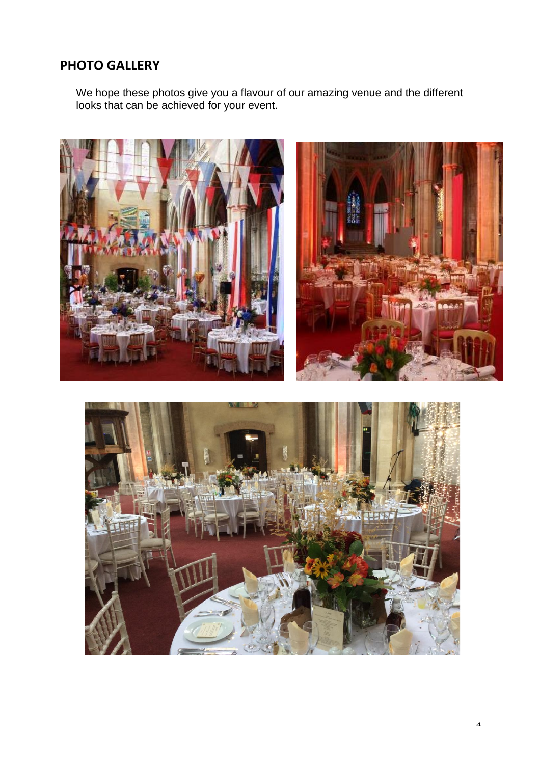## PHOTO GALLERY

We hope these photos give you a flavour of our amazing venue and the different looks that can be achieved for your event.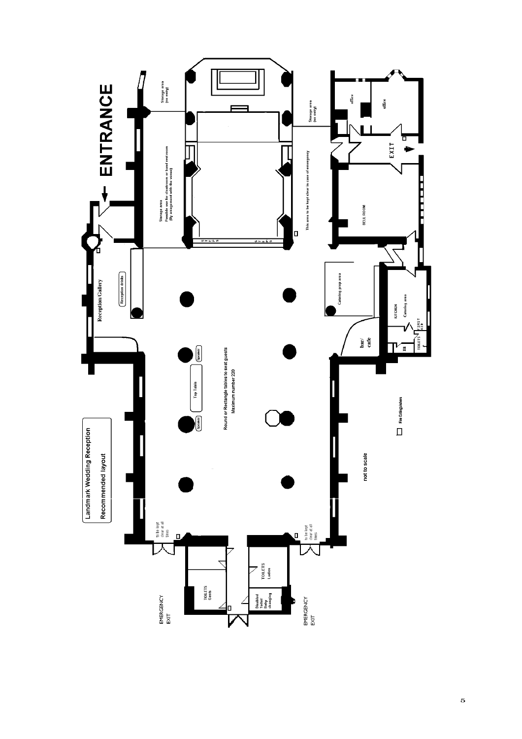Landmark Wedding Reception

Recommended layout

ENTRANCE

Storage area (no entry)

Storage area (no entry)

Storage area
Possible use for cloakroom or band rest room
(By arrangement with the venue)

This area to be kept clear in case of emergency

office

office

EXIT

BELL ROOM

STEPS

STEPS

Reception/Gallery

Reception drinks

Catering prep area

KITCHEN
Catering area

FIRST AID

TOILETS

bar/
cafe

Speaker

Top Table

Speaker

Round or Rectangle tables to seat guests
Maximum number 220

Fire Extinguishers

not to scale

to be kept clear at all times

to be kept clear at all times

TOILETS
Gents

TOILETS
Ladies

Disabled Toilet/ Baby changing

EMERGENCY EXIT

EMERGENCY EXIT